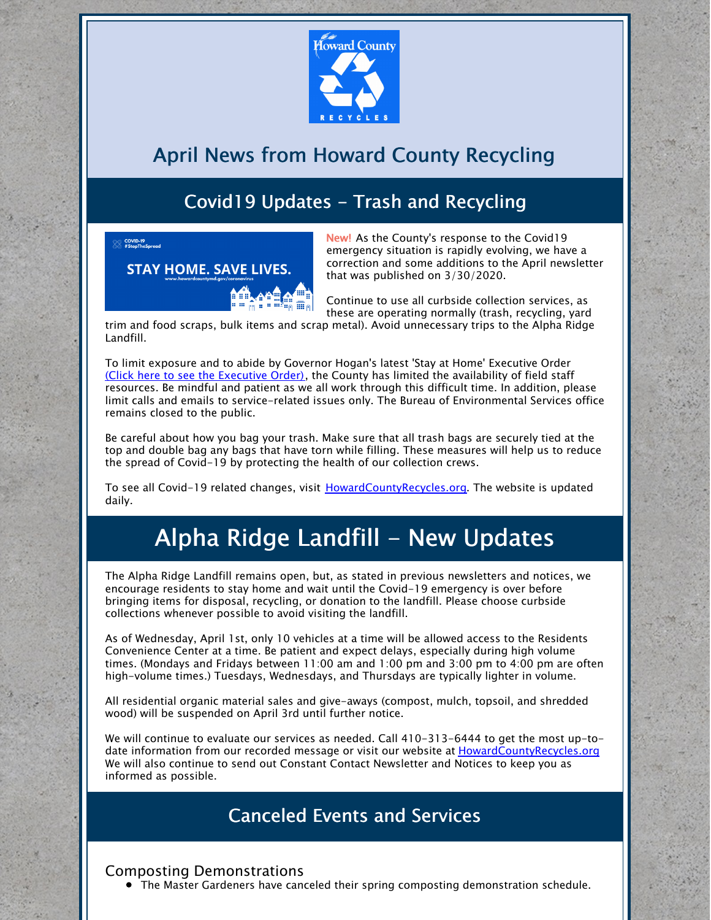# April News from Howard County Recycling

## Covid19 Updates - Trash and Recycling

New! As the County's response to the Covid19 emergency situation is rapidly evolving, we have a correction and some additions to the April newsletter that was published on 3/30/2020.

Continue to use all curbside collection services, as these are operating normally (trash, recycling, yard trim and food scraps, bulk items and scrap metal). Avoid unnecessary trips to the Alpha Ridge Landfill.

To limit exposure and to abide by Governor Hogan's latest 'Stay at Home' Executive Order (Click here to see the Executive Order), the County has limited the availability of field staff resources. Be mindful and patient as we all work through this difficult time. In addition, please limit calls and emails to service-related issues only. The Bureau of Environmental Services office remains closed to the public.

Be careful about how you bag your trash. Make sure that all trash bags are securely tied at the top and double bag any bags that have torn while filling. These measures will help us to reduce the spread of Covid-19 by protecting the health of our collection crews.

To see all Covid-19 related changes, visit HowardCountyRecycles.org. The website is updated daily.

# Alpha Ridge Landfill - New Updates

The Alpha Ridge Landfill remains open, but, as stated in previous newsletters and notices, we encourage residents to stay home and wait until the Covid-19 emergency is over before bringing items for disposal, recycling, or donation to the landfill. Please choose curbside collections whenever possible to avoid visiting the landfill.

As of Wednesday, April 1st, only 10 vehicles at a time will be allowed access to the Residents Convenience Center at a time. Be patient and expect delays, especially during high volume times. (Mondays and Fridays between 11:00 am and 1:00 pm and 3:00 pm to 4:00 pm are often high-volume times.) Tuesdays, Wednesdays, and Thursdays are typically lighter in volume.

All residential organic material sales and give-aways (compost, mulch, topsoil, and shredded wood) will be suspended on April 3rd until further notice.

We will continue to evaluate our services as needed. Call 410-313-6444 to get the most up-to-date information from our recorded message or visit our website at HowardCountyRecycles.org We will also continue to send out Constant Contact Newsletter and Notices to keep you as informed as possible.

## Canceled Events and Services

### Composting Demonstrations

- The Master Gardeners have canceled their spring composting demonstration schedule.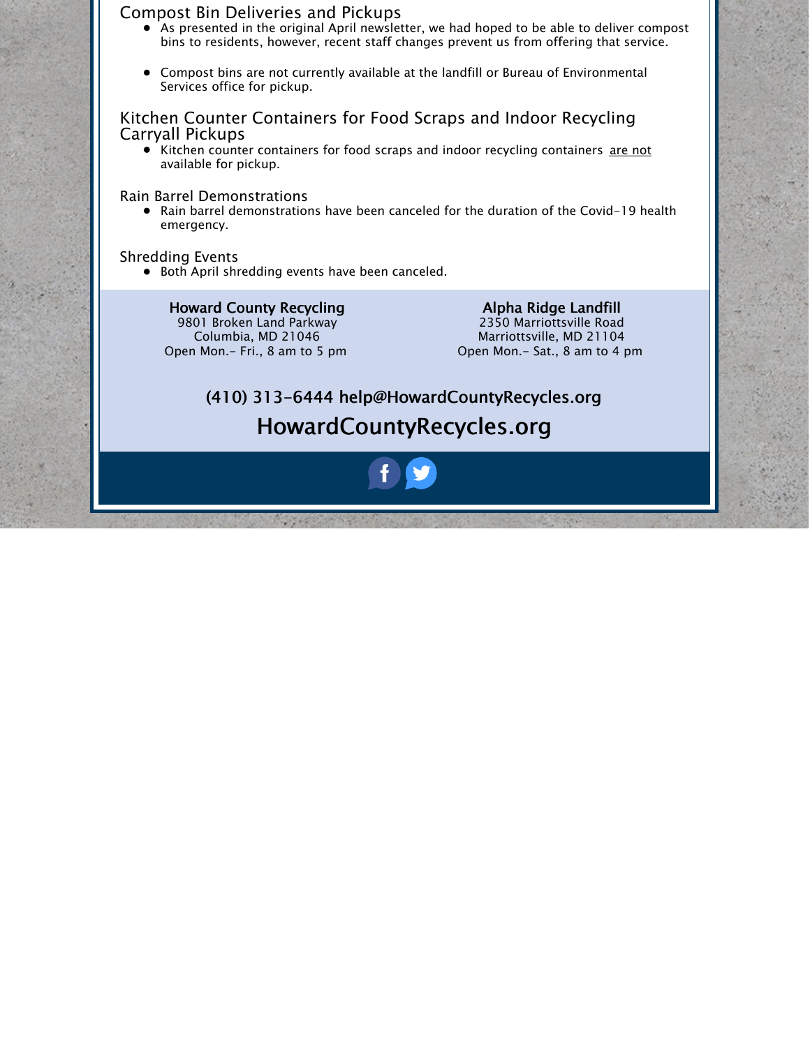## Compost Bin Deliveries and Pickups

- As presented in the original April newsletter, we had hoped to be able to deliver compost bins to residents, however, recent staff changes prevent us from offering that service.
- Compost bins are not currently available at the landfill or Bureau of Environmental Services office for pickup.

## Kitchen Counter Containers for Food Scraps and Indoor Recycling Carryall Pickups

- Kitchen counter containers for food scraps and indoor recycling containers are not available for pickup.

### Rain Barrel Demonstrations

- Rain barrel demonstrations have been canceled for the duration of the Covid-19 health emergency.

### Shredding Events

- Both April shredding events have been canceled.

**Howard County Recycling**
9801 Broken Land Parkway
Columbia, MD 21046
Open Mon.- Fri., 8 am to 5 pm

**Alpha Ridge Landfill**
2350 Marriottsville Road
Marriottsville, MD 21104
Open Mon.- Sat., 8 am to 4 pm

(410) 313-6444 help@HowardCountyRecycles.org

HowardCountyRecycles.org